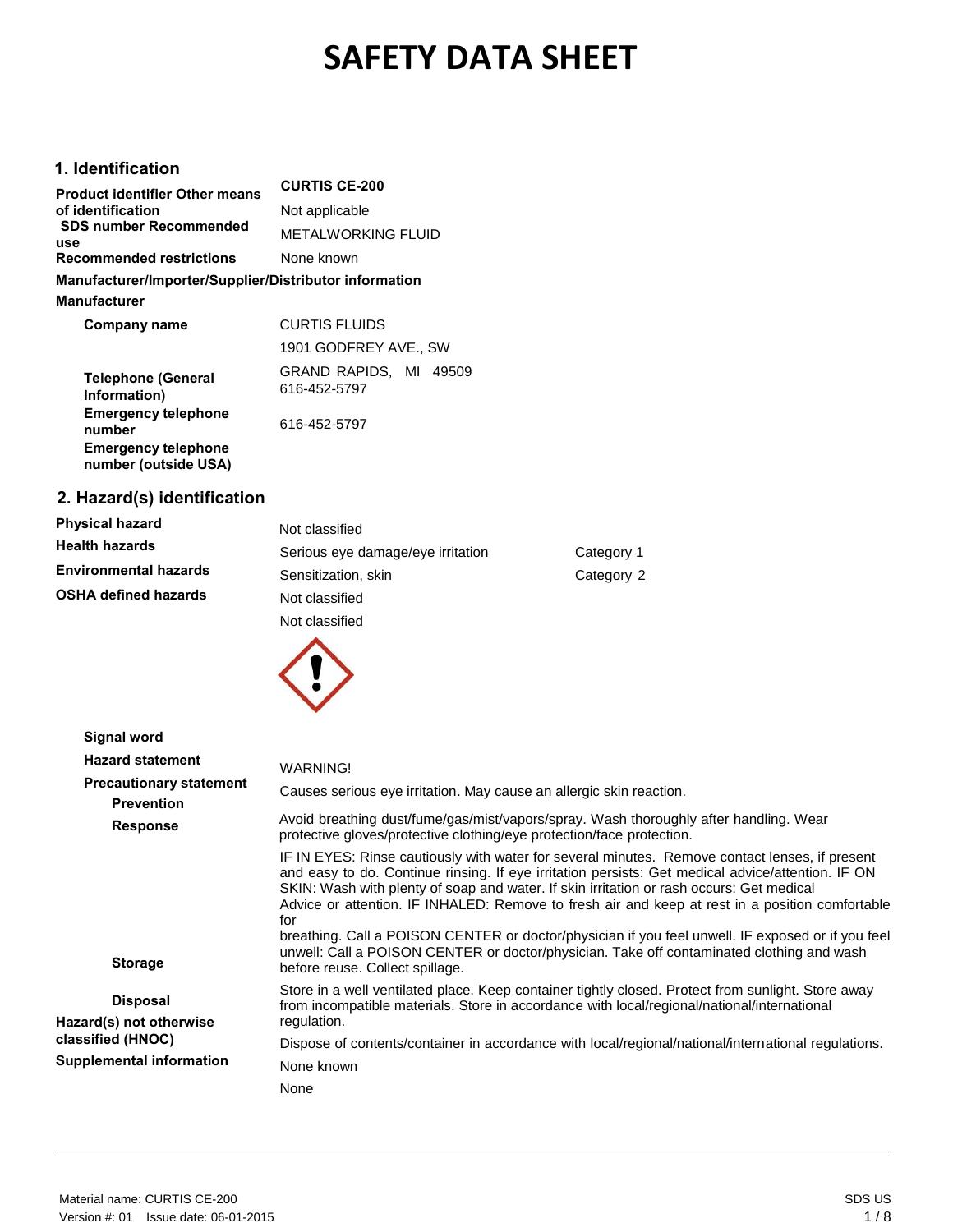# SAFETY DATA SHEET

## 1. Identification

| | |
|---|---|
| **Product identifier** | **CURTIS CE-200** |
| **Other means of identification** | Not applicable |
| **SDS number** | |
| **Recommended use** | METALWORKING FLUID |
| **Recommended restrictions** | None known |

**Manufacturer/Importer/Supplier/Distributor information**

**Manufacturer**

| | |
|---|---|
| **Company name** | CURTIS FLUIDS |
| | 1901 GODFREY AVE., SW |
| | GRAND RAPIDS, MI 49509 |
| **Telephone (General Information)** | 616-452-5797 |
| **Emergency telephone number** | 616-452-5797 |
| **Emergency telephone number (outside USA)** | |

## 2. Hazard(s) identification

| | | |
|---|---|---|
| **Physical hazard** | Not classified | |
| **Health hazards** | Serious eye damage/eye irritation | Category 1 |
| | Sensitization, skin | Category 2 |
| **Environmental hazards** | Not classified | |
| **OSHA defined hazards** | Not classified | |

**Signal word** WARNING!

**Hazard statement** Causes serious eye irritation. May cause an allergic skin reaction.

**Precautionary statement**

**Prevention** Avoid breathing dust/fume/gas/mist/vapors/spray. Wash thoroughly after handling. Wear protective gloves/protective clothing/eye protection/face protection.

**Response** IF IN EYES: Rinse cautiously with water for several minutes. Remove contact lenses, if present and easy to do. Continue rinsing. If eye irritation persists: Get medical advice/attention. IF ON SKIN: Wash with plenty of soap and water. If skin irritation or rash occurs: Get medical Advice or attention. IF INHALED: Remove to fresh air and keep at rest in a position comfortable for breathing. Call a POISON CENTER or doctor/physician if you feel unwell. IF exposed or if you feel unwell: Call a POISON CENTER or doctor/physician. Take off contaminated clothing and wash before reuse. Collect spillage.

**Storage** Store in a well ventilated place. Keep container tightly closed. Protect from sunlight. Store away from incompatible materials. Store in accordance with local/regional/national/international regulation.

**Disposal** Dispose of contents/container in accordance with local/regional/national/international regulations.

**Hazard(s) not otherwise classified (HNOC)** None known

**Supplemental information** None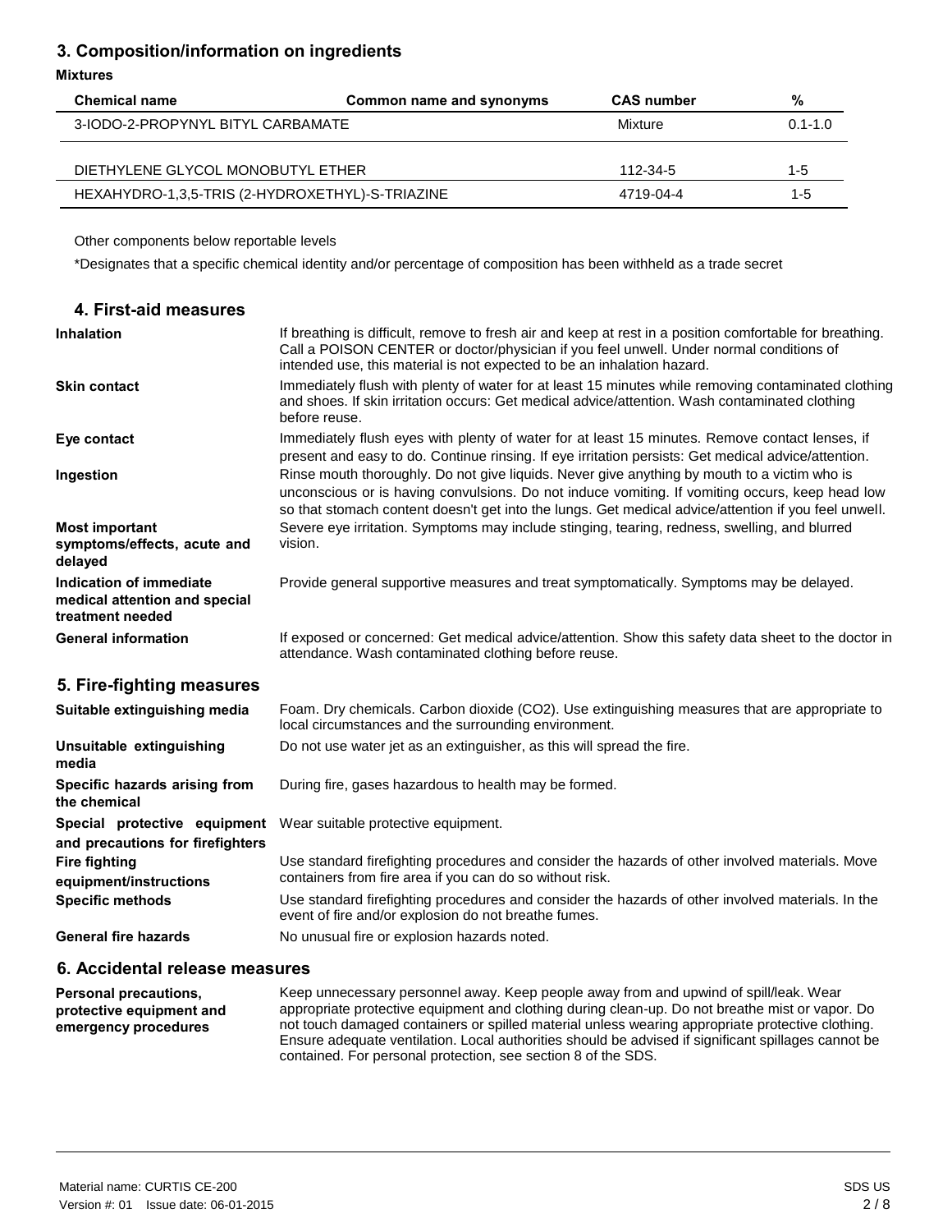## 3. Composition/information on ingredients

**Mixtures**

| Chemical name | Common name and synonyms | CAS number | % |
|---|---|---|---|
| 3-IODO-2-PROPYNYL BITYL CARBAMATE | | Mixture | 0.1-1.0 |
| DIETHYLENE GLYCOL MONOBUTYL ETHER | | 112-34-5 | 1-5 |
| HEXAHYDRO-1,3,5-TRIS (2-HYDROXETHYL)-S-TRIAZINE | | 4719-04-4 | 1-5 |

Other components below reportable levels

*Designates that a specific chemical identity and/or percentage of composition has been withheld as a trade secret

## 4. First-aid measures

**Inhalation**
If breathing is difficult, remove to fresh air and keep at rest in a position comfortable for breathing. Call a POISON CENTER or doctor/physician if you feel unwell. Under normal conditions of intended use, this material is not expected to be an inhalation hazard.

**Skin contact**
Immediately flush with plenty of water for at least 15 minutes while removing contaminated clothing and shoes. If skin irritation occurs: Get medical advice/attention. Wash contaminated clothing before reuse.

**Eye contact**
Immediately flush eyes with plenty of water for at least 15 minutes. Remove contact lenses, if present and easy to do. Continue rinsing. If eye irritation persists: Get medical advice/attention.

**Ingestion**
Rinse mouth thoroughly. Do not give liquids. Never give anything by mouth to a victim who is unconscious or is having convulsions. Do not induce vomiting. If vomiting occurs, keep head low so that stomach content doesn't get into the lungs. Get medical advice/attention if you feel unwell.

**Most important symptoms/effects, acute and delayed**
Severe eye irritation. Symptoms may include stinging, tearing, redness, swelling, and blurred vision.

**Indication of immediate medical attention and special treatment needed**
Provide general supportive measures and treat symptomatically. Symptoms may be delayed.

**General information**
If exposed or concerned: Get medical advice/attention. Show this safety data sheet to the doctor in attendance. Wash contaminated clothing before reuse.

## 5. Fire-fighting measures

**Suitable extinguishing media**
Foam. Dry chemicals. Carbon dioxide ($CO_2$). Use extinguishing measures that are appropriate to local circumstances and the surrounding environment.

**Unsuitable extinguishing media**
Do not use water jet as an extinguisher, as this will spread the fire.

**Specific hazards arising from the chemical**
During fire, gases hazardous to health may be formed.

**Special protective equipment and precautions for firefighters**
Wear suitable protective equipment.

**Fire fighting equipment/instructions**
Use standard firefighting procedures and consider the hazards of other involved materials. Move containers from fire area if you can do so without risk.

**Specific methods**
Use standard firefighting procedures and consider the hazards of other involved materials. In the event of fire and/or explosion do not breathe fumes.

**General fire hazards**
No unusual fire or explosion hazards noted.

## 6. Accidental release measures

**Personal precautions, protective equipment and emergency procedures**
Keep unnecessary personnel away. Keep people away from and upwind of spill/leak. Wear appropriate protective equipment and clothing during clean-up. Do not breathe mist or vapor. Do not touch damaged containers or spilled material unless wearing appropriate protective clothing. Ensure adequate ventilation. Local authorities should be advised if significant spillages cannot be contained. For personal protection, see section 8 of the SDS.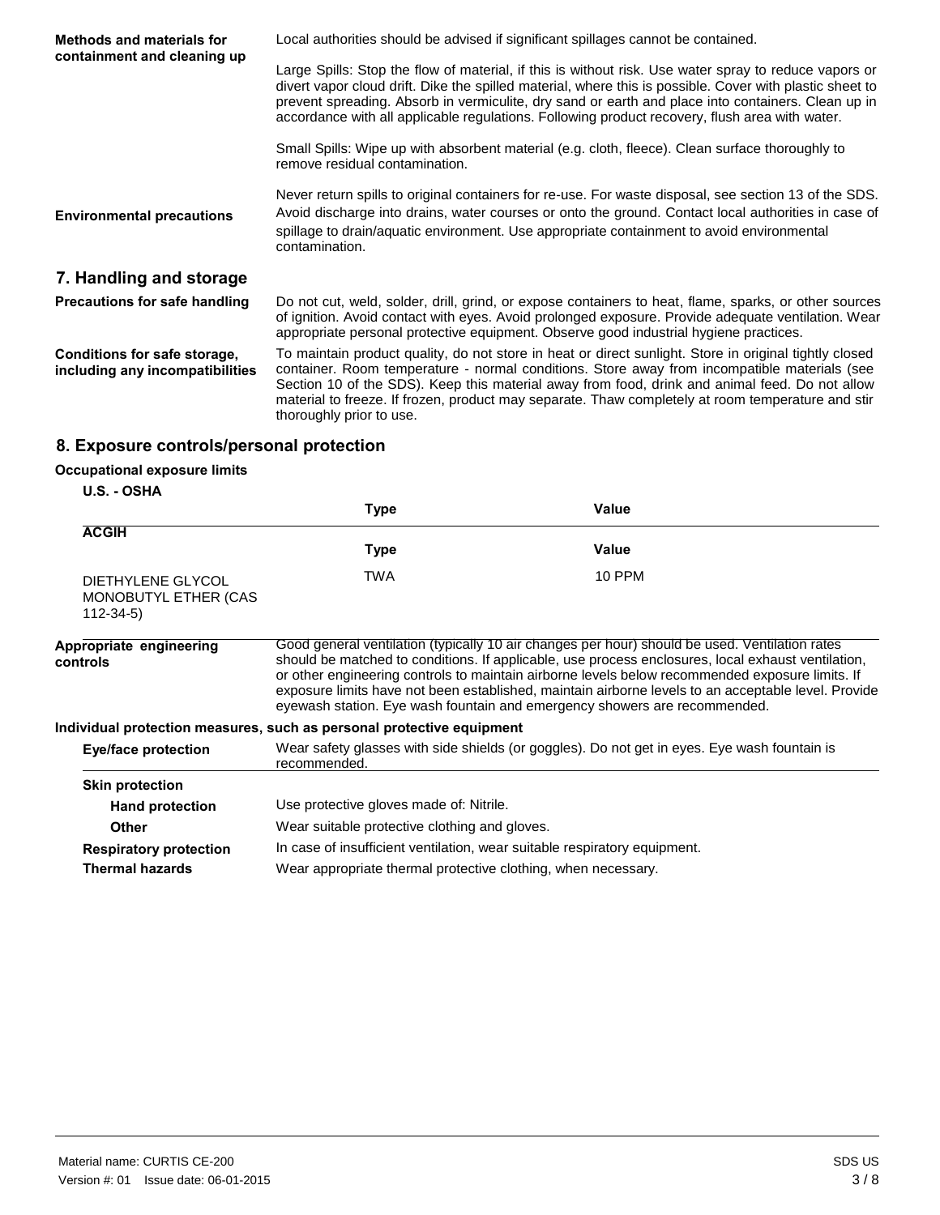**Methods and materials for containment and cleaning up**

Local authorities should be advised if significant spillages cannot be contained.

Large Spills: Stop the flow of material, if this is without risk. Use water spray to reduce vapors or divert vapor cloud drift. Dike the spilled material, where this is possible. Cover with plastic sheet to prevent spreading. Absorb in vermiculite, dry sand or earth and place into containers. Clean up in accordance with all applicable regulations. Following product recovery, flush area with water.

Small Spills: Wipe up with absorbent material (e.g. cloth, fleece). Clean surface thoroughly to remove residual contamination.

Never return spills to original containers for re-use. For waste disposal, see section 13 of the SDS.

**Environmental precautions**

Avoid discharge into drains, water courses or onto the ground. Contact local authorities in case of spillage to drain/aquatic environment. Use appropriate containment to avoid environmental contamination.

## 7. Handling and storage

**Precautions for safe handling**

Do not cut, weld, solder, drill, grind, or expose containers to heat, flame, sparks, or other sources of ignition. Avoid contact with eyes. Avoid prolonged exposure. Provide adequate ventilation. Wear appropriate personal protective equipment. Observe good industrial hygiene practices.

**Conditions for safe storage, including any incompatibilities**

To maintain product quality, do not store in heat or direct sunlight. Store in original tightly closed container. Room temperature - normal conditions. Store away from incompatible materials (see Section 10 of the SDS). Keep this material away from food, drink and animal feed. Do not allow material to freeze. If frozen, product may separate. Thaw completely at room temperature and stir thoroughly prior to use.

## 8. Exposure controls/personal protection

**Occupational exposure limits**

**U.S. - OSHA**

| | Type | Value |
|---|---|---|

**ACGIH**

| | Type | Value |
|---|---|---|
| DIETHYLENE GLYCOL MONOBUTYL ETHER (CAS 112-34-5) | TWA | 10 PPM |

**Appropriate engineering controls**

Good general ventilation (typically 10 air changes per hour) should be used. Ventilation rates should be matched to conditions. If applicable, use process enclosures, local exhaust ventilation, or other engineering controls to maintain airborne levels below recommended exposure limits. If exposure limits have not been established, maintain airborne levels to an acceptable level. Provide eyewash station. Eye wash fountain and emergency showers are recommended.

**Individual protection measures, such as personal protective equipment**

**Eye/face protection**

Wear safety glasses with side shields (or goggles). Do not get in eyes. Eye wash fountain is recommended.

**Skin protection**

**Hand protection**

Use protective gloves made of: Nitrile.

**Other**

Wear suitable protective clothing and gloves.

**Respiratory protection**

In case of insufficient ventilation, wear suitable respiratory equipment.

**Thermal hazards**

Wear appropriate thermal protective clothing, when necessary.

Material name: CURTIS CE-200

Version #: 01 Issue date: 06-01-2015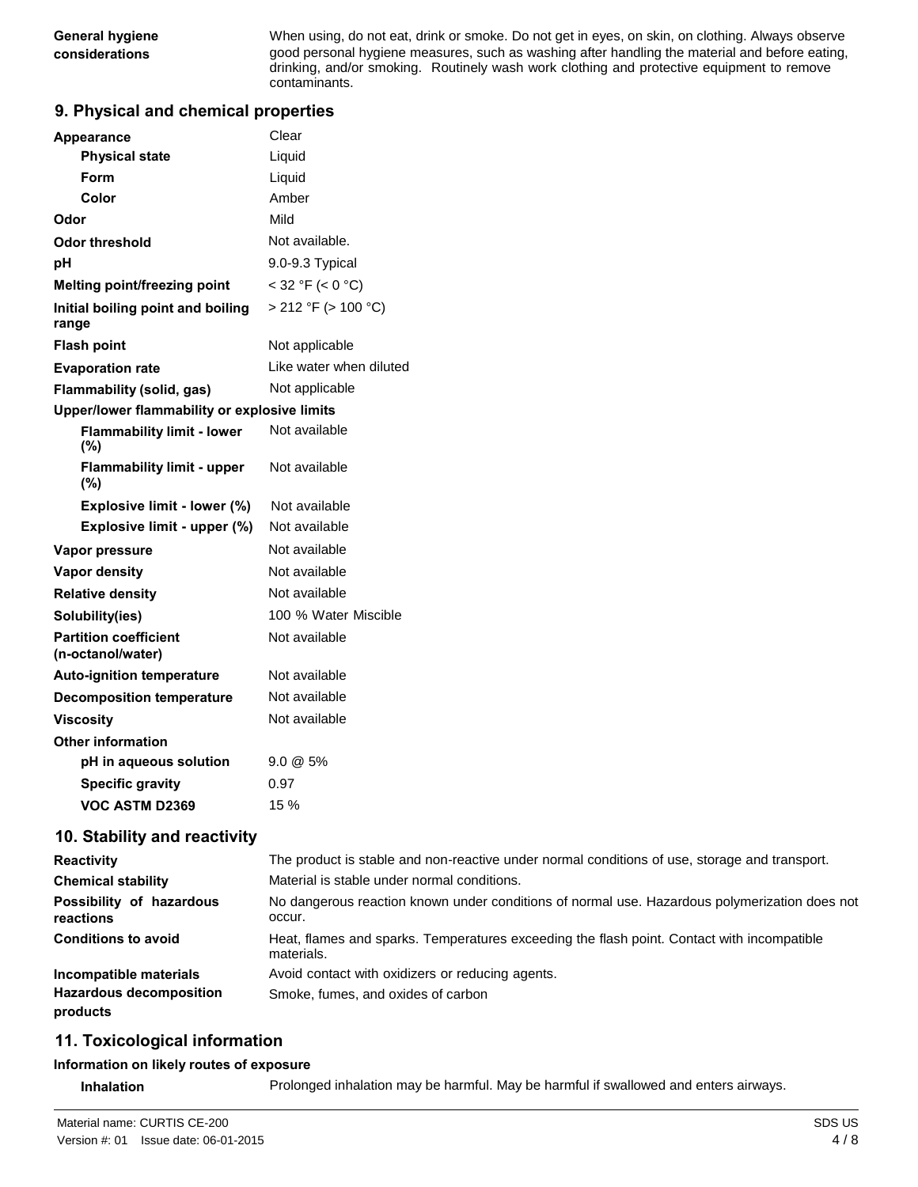| | |
|---|---|
| **General hygiene considerations** | When using, do not eat, drink or smoke. Do not get in eyes, on skin, on clothing. Always observe good personal hygiene measures, such as washing after handling the material and before eating, drinking, and/or smoking. Routinely wash work clothing and protective equipment to remove contaminants. |

## 9. Physical and chemical properties

| | |
|---|---|
| **Appearance** | Clear |
| **Physical state** | Liquid |
| **Form** | Liquid |
| **Color** | Amber |
| **Odor** | Mild |
| **Odor threshold** | Not available. |
| **pH** | 9.0-9.3 Typical |
| **Melting point/freezing point** | < 32 °F (< 0 °C) |
| **Initial boiling point and boiling range** | > 212 °F (> 100 °C) |
| **Flash point** | Not applicable |
| **Evaporation rate** | Like water when diluted |
| **Flammability (solid, gas)** | Not applicable |
| **Upper/lower flammability or explosive limits** | |
| **Flammability limit - lower (%)** | Not available |
| **Flammability limit - upper (%)** | Not available |
| **Explosive limit - lower (%)** | Not available |
| **Explosive limit - upper (%)** | Not available |
| **Vapor pressure** | Not available |
| **Vapor density** | Not available |
| **Relative density** | Not available |
| **Solubility(ies)** | 100 % Water Miscible |
| **Partition coefficient (n-octanol/water)** | Not available |
| **Auto-ignition temperature** | Not available |
| **Decomposition temperature** | Not available |
| **Viscosity** | Not available |
| **Other information** | |
| **pH in aqueous solution** | 9.0 @ 5% |
| **Specific gravity** | 0.97 |
| **VOC ASTM D2369** | 15 % |

## 10. Stability and reactivity

| | |
|---|---|
| **Reactivity** | The product is stable and non-reactive under normal conditions of use, storage and transport. |
| **Chemical stability** | Material is stable under normal conditions. |
| **Possibility of hazardous reactions** | No dangerous reaction known under conditions of normal use. Hazardous polymerization does not occur. |
| **Conditions to avoid** | Heat, flames and sparks. Temperatures exceeding the flash point. Contact with incompatible materials. |
| **Incompatible materials** | Avoid contact with oxidizers or reducing agents. |
| **Hazardous decomposition products** | Smoke, fumes, and oxides of carbon |

## 11. Toxicological information

**Information on likely routes of exposure**

| | |
|---|---|
| **Inhalation** | Prolonged inhalation may be harmful. May be harmful if swallowed and enters airways. |

Material name: CURTIS CE-200

Version #: 01 Issue date: 06-01-2015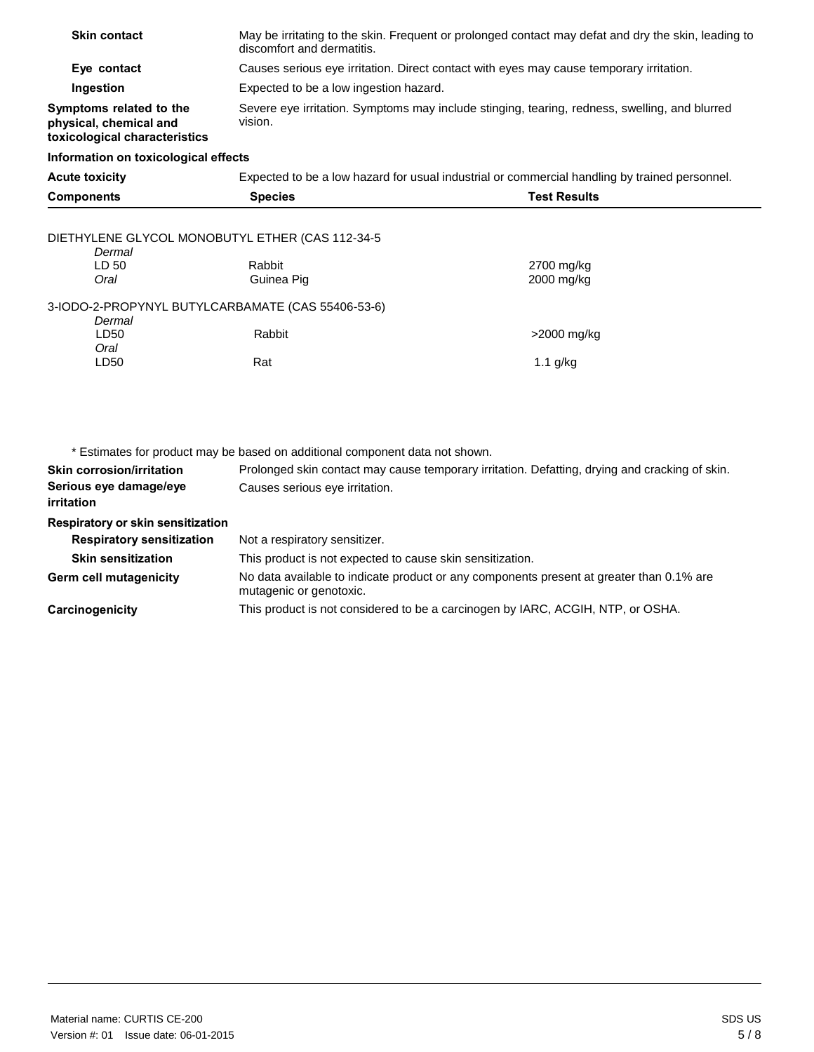| | |
|---|---|
| **Skin contact** | May be irritating to the skin. Frequent or prolonged contact may defat and dry the skin, leading to discomfort and dermatitis. |
| **Eye contact** | Causes serious eye irritation. Direct contact with eyes may cause temporary irritation. |
| **Ingestion** | Expected to be a low ingestion hazard. |
| **Symptoms related to the physical, chemical and toxicological characteristics** | Severe eye irritation. Symptoms may include stinging, tearing, redness, swelling, and blurred vision. |

**Information on toxicological effects**

**Acute toxicity** Expected to be a low hazard for usual industrial or commercial handling by trained personnel.

| Components | Species | Test Results |
|---|---|---|
| DIETHYLENE GLYCOL MONOBUTYL ETHER (CAS 112-34-5 | | |
| *Dermal* | | |
| LD 50 | Rabbit | 2700 mg/kg |
| *Oral* | Guinea Pig | 2000 mg/kg |
| 3-IODO-2-PROPYNYL BUTYLCARBAMATE (CAS 55406-53-6) | | |
| *Dermal* | | |
| LD50 | Rabbit | >2000 mg/kg |
| *Oral* | | |
| LD50 | Rat | 1.1 g/kg |

* Estimates for product may be based on additional component data not shown.

| | |
|---|---|
| **Skin corrosion/irritation** | Prolonged skin contact may cause temporary irritation. Defatting, drying and cracking of skin. |
| **Serious eye damage/eye irritation** | Causes serious eye irritation. |

**Respiratory or skin sensitization**

| | |
|---|---|
| **Respiratory sensitization** | Not a respiratory sensitizer. |
| **Skin sensitization** | This product is not expected to cause skin sensitization. |
| **Germ cell mutagenicity** | No data available to indicate product or any components present at greater than 0.1% are mutagenic or genotoxic. |
| **Carcinogenicity** | This product is not considered to be a carcinogen by IARC, ACGIH, NTP, or OSHA. |

Material name: CURTIS CE-200

Version #: 01 Issue date: 06-01-2015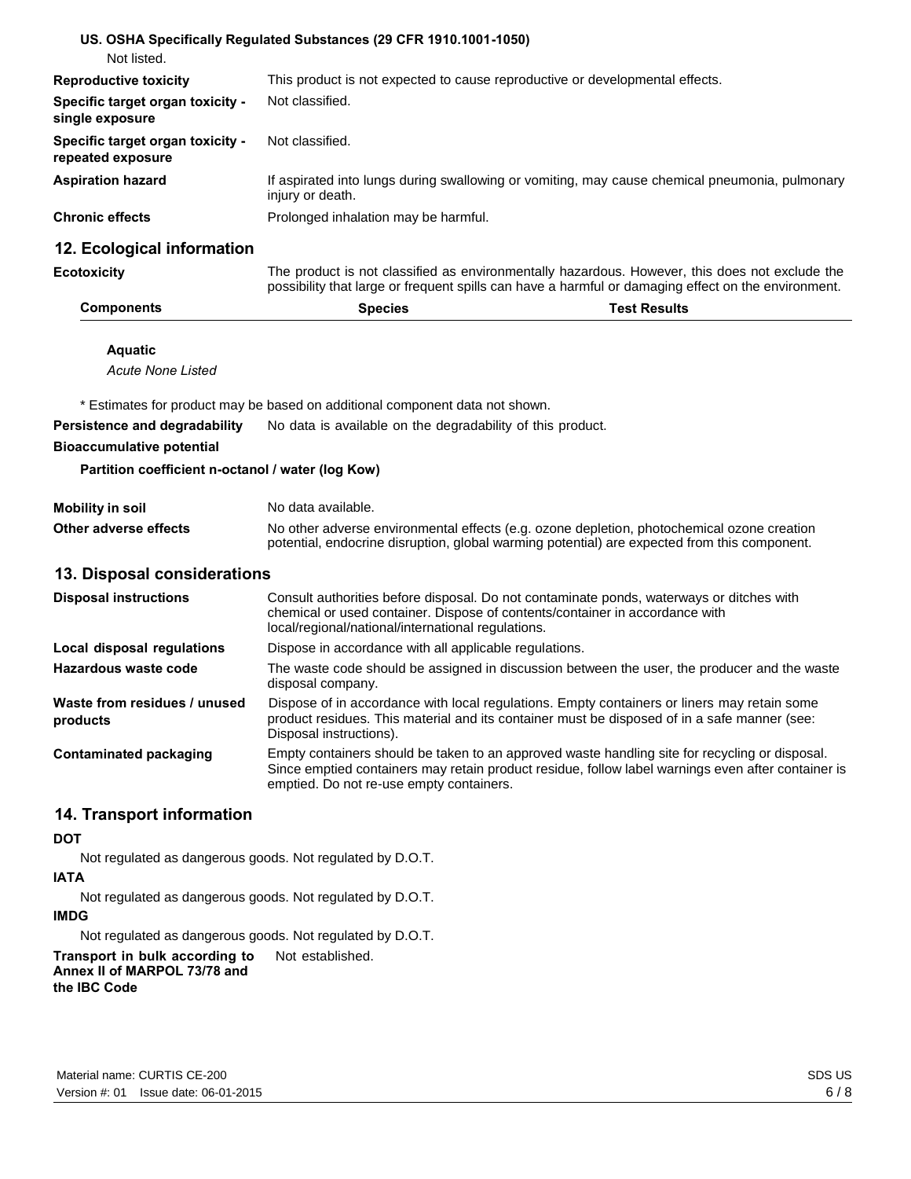**US. OSHA Specifically Regulated Substances (29 CFR 1910.1001-1050)**

Not listed.

| | |
|---|---|
| **Reproductive toxicity** | This product is not expected to cause reproductive or developmental effects. |
| **Specific target organ toxicity - single exposure** | Not classified. |
| **Specific target organ toxicity - repeated exposure** | Not classified. |
| **Aspiration hazard** | If aspirated into lungs during swallowing or vomiting, may cause chemical pneumonia, pulmonary injury or death. |
| **Chronic effects** | Prolonged inhalation may be harmful. |

## 12. Ecological information

**Ecotoxicity** The product is not classified as environmentally hazardous. However, this does not exclude the possibility that large or frequent spills can have a harmful or damaging effect on the environment.

| Components | Species | Test Results |
|---|---|---|

**Aquatic**

*Acute None Listed*

* Estimates for product may be based on additional component data not shown.

**Persistence and degradability** No data is available on the degradability of this product.

**Bioaccumulative potential**

**Partition coefficient n-octanol / water (log Kow)**

| | |
|---|---|
| **Mobility in soil** | No data available. |
| **Other adverse effects** | No other adverse environmental effects (e.g. ozone depletion, photochemical ozone creation potential, endocrine disruption, global warming potential) are expected from this component. |

## 13. Disposal considerations

| | |
|---|---|
| **Disposal instructions** | Consult authorities before disposal. Do not contaminate ponds, waterways or ditches with chemical or used container. Dispose of contents/container in accordance with local/regional/national/international regulations. |
| **Local disposal regulations** | Dispose in accordance with all applicable regulations. |
| **Hazardous waste code** | The waste code should be assigned in discussion between the user, the producer and the waste disposal company. |
| **Waste from residues / unused products** | Dispose of in accordance with local regulations. Empty containers or liners may retain some product residues. This material and its container must be disposed of in a safe manner (see: Disposal instructions). |
| **Contaminated packaging** | Empty containers should be taken to an approved waste handling site for recycling or disposal. Since emptied containers may retain product residue, follow label warnings even after container is emptied. Do not re-use empty containers. |

## 14. Transport information

**DOT**

Not regulated as dangerous goods. Not regulated by D.O.T.

**IATA**

Not regulated as dangerous goods. Not regulated by D.O.T.

**IMDG**

Not regulated as dangerous goods. Not regulated by D.O.T.

**Transport in bulk according to Annex II of MARPOL 73/78 and the IBC Code** Not established.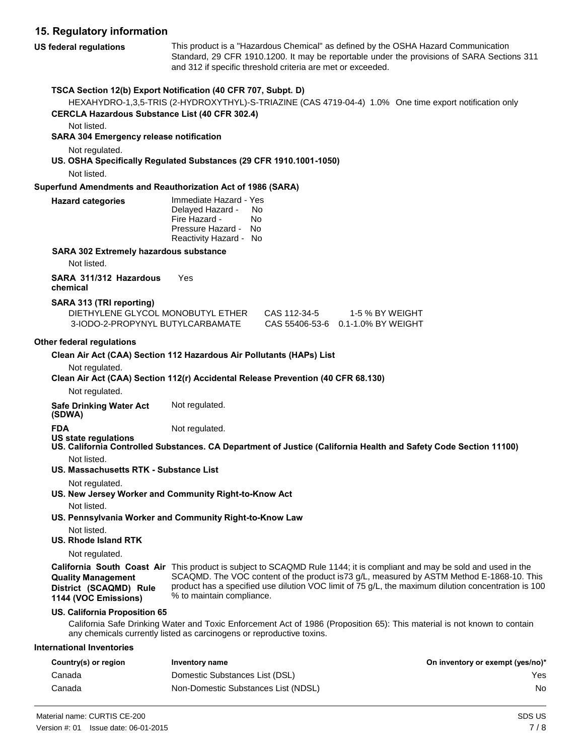## 15. Regulatory information

**US federal regulations**

This product is a "Hazardous Chemical" as defined by the OSHA Hazard Communication Standard, 29 CFR 1910.1200. It may be reportable under the provisions of SARA Sections 311 and 312 if specific threshold criteria are met or exceeded.

**TSCA Section 12(b) Export Notification (40 CFR 707, Subpt. D)**

HEXAHYDRO-1,3,5-TRIS (2-HYDROXYTHYL)-S-TRIAZINE (CAS 4719-04-4) 1.0% One time export notification only

**CERCLA Hazardous Substance List (40 CFR 302.4)**

Not listed.

**SARA 304 Emergency release notification**

Not regulated.

**US. OSHA Specifically Regulated Substances (29 CFR 1910.1001-1050)**

Not listed.

**Superfund Amendments and Reauthorization Act of 1986 (SARA)**

**Hazard categories**

Immediate Hazard - Yes
Delayed Hazard - No
Fire Hazard - No
Pressure Hazard - No
Reactivity Hazard - No

**SARA 302 Extremely hazardous substance**

Not listed.

**SARA 311/312 Hazardous chemical** Yes

**SARA 313 (TRI reporting)**

| | | |
|---|---|---|
| DIETHYLENE GLYCOL MONOBUTYL ETHER | CAS 112-34-5 | 1-5 % BY WEIGHT |
| 3-IODO-2-PROPYNYL BUTYLCARBAMATE | CAS 55406-53-6 | 0.1-1.0% BY WEIGHT |

**Other federal regulations**

**Clean Air Act (CAA) Section 112 Hazardous Air Pollutants (HAPs) List**

Not regulated.

**Clean Air Act (CAA) Section 112(r) Accidental Release Prevention (40 CFR 68.130)**

Not regulated.

**Safe Drinking Water Act (SDWA)** Not regulated.

**FDA** Not regulated.

**US state regulations**

**US. California Controlled Substances. CA Department of Justice (California Health and Safety Code Section 11100)**

Not listed.

**US. Massachusetts RTK - Substance List**

Not regulated.

**US. New Jersey Worker and Community Right-to-Know Act**

Not listed.

**US. Pennsylvania Worker and Community Right-to-Know Law**

Not listed.

**US. Rhode Island RTK**

Not regulated.

**California South Coast Air Quality Management District (SCAQMD) Rule 1144 (VOC Emissions)**

This product is subject to SCAQMD Rule 1144; it is compliant and may be sold and used in the SCAQMD. The VOC content of the product is73 g/L, measured by ASTM Method E-1868-10. This product has a specified use dilution VOC limit of 75 g/L, the maximum dilution concentration is 100 % to maintain compliance.

**US. California Proposition 65**

California Safe Drinking Water and Toxic Enforcement Act of 1986 (Proposition 65): This material is not known to contain any chemicals currently listed as carcinogens or reproductive toxins.

**International Inventories**

| Country(s) or region | Inventory name | On inventory or exempt (yes/no)* |
|---|---|---|
| Canada | Domestic Substances List (DSL) | Yes |
| Canada | Non-Domestic Substances List (NDSL) | No |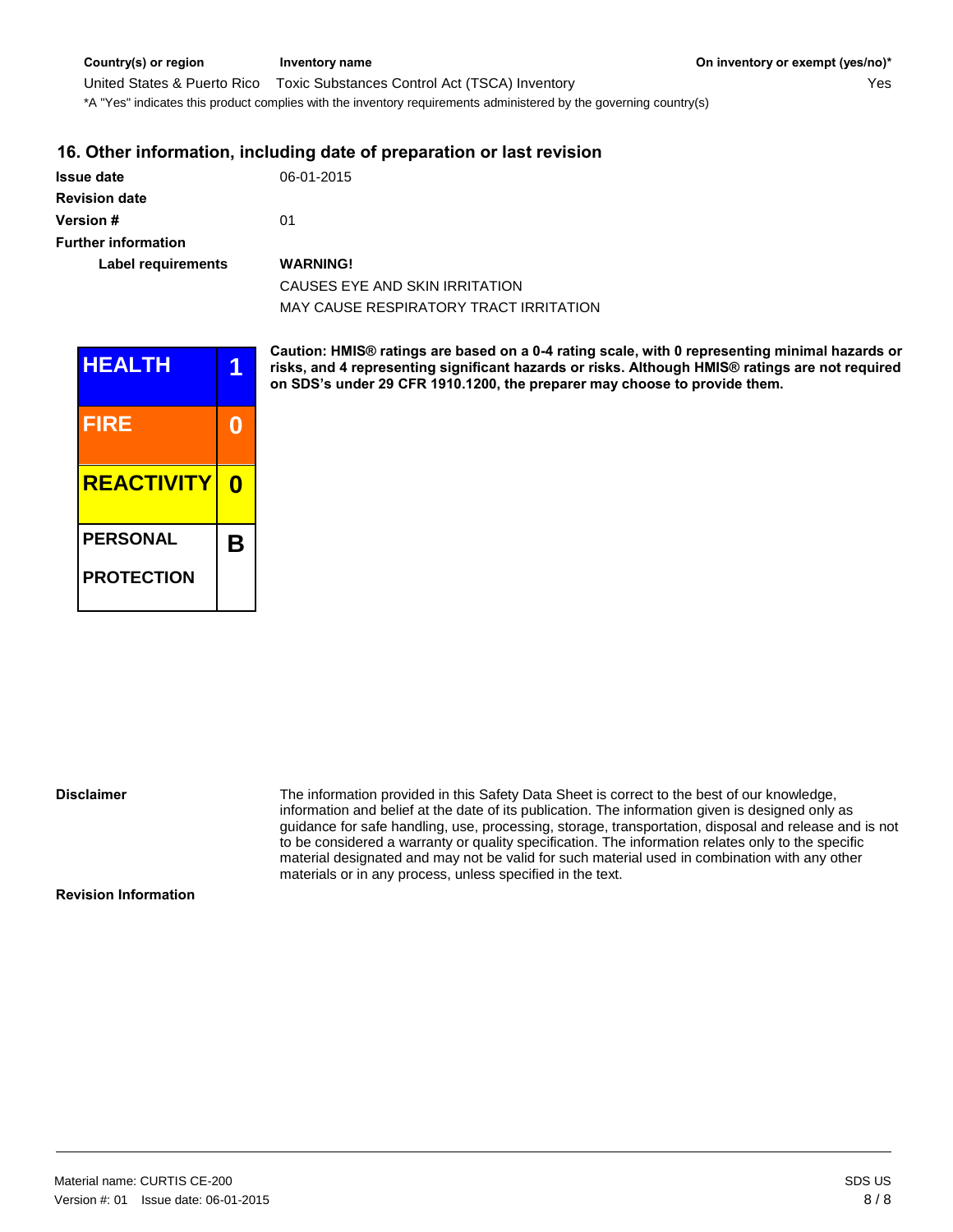| Country(s) or region | Inventory name | On inventory or exempt (yes/no)* |
|---|---|---|
| United States & Puerto Rico | Toxic Substances Control Act (TSCA) Inventory | Yes |

*A "Yes" indicates this product complies with the inventory requirements administered by the governing country(s)

## 16. Other information, including date of preparation or last revision

**Issue date** 06-01-2015

**Revision date**

**Version #** 01

**Further information**

**Label requirements**

**WARNING!**

CAUSES EYE AND SKIN IRRITATION

MAY CAUSE RESPIRATORY TRACT IRRITATION

| | |
|---|---|
| HEALTH | 1 |
| FIRE | 0 |
| REACTIVITY | 0 |
| PERSONAL PROTECTION | B |

**Caution: HMIS® ratings are based on a 0-4 rating scale, with 0 representing minimal hazards or risks, and 4 representing significant hazards or risks. Although HMIS® ratings are not required on SDS's under 29 CFR 1910.1200, the preparer may choose to provide them.**

**Disclaimer**

The information provided in this Safety Data Sheet is correct to the best of our knowledge, information and belief at the date of its publication. The information given is designed only as guidance for safe handling, use, processing, storage, transportation, disposal and release and is not to be considered a warranty or quality specification. The information relates only to the specific material designated and may not be valid for such material used in combination with any other materials or in any process, unless specified in the text.

**Revision Information**